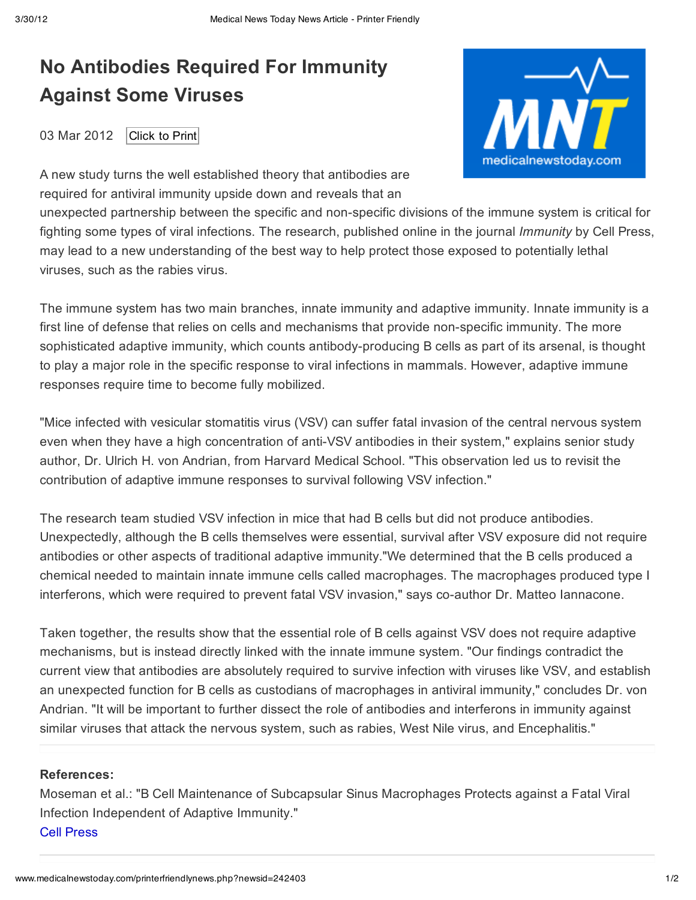# No Antibodies Required For Immunity Against Some Viruses

03 Mar 2012

A new study turns the well established theory that antibodies are required for antiviral immunity upside down and reveals that an unexpected partnership between the specific and non-specific divisions of the immune system is critical for fighting some types of viral infections. The research, published online in the journal *Immunity* by Cell Press, may lead to a new understanding of the best way to help protect those exposed to potentially lethal viruses, such as the rabies virus.

The immune system has two main branches, innate immunity and adaptive immunity. Innate immunity is a first line of defense that relies on cells and mechanisms that provide non-specific immunity. The more sophisticated adaptive immunity, which counts antibody-producing B cells as part of its arsenal, is thought to play a major role in the specific response to viral infections in mammals. However, adaptive immune responses require time to become fully mobilized.

"Mice infected with vesicular stomatitis virus (VSV) can suffer fatal invasion of the central nervous system even when they have a high concentration of anti-VSV antibodies in their system," explains senior study author, Dr. Ulrich H. von Andrian, from Harvard Medical School. "This observation led us to revisit the contribution of adaptive immune responses to survival following VSV infection."

The research team studied VSV infection in mice that had B cells but did not produce antibodies. Unexpectedly, although the B cells themselves were essential, survival after VSV exposure did not require antibodies or other aspects of traditional adaptive immunity."We determined that the B cells produced a chemical needed to maintain innate immune cells called macrophages. The macrophages produced type I interferons, which were required to prevent fatal VSV invasion," says co-author Dr. Matteo Iannacone.

Taken together, the results show that the essential role of B cells against VSV does not require adaptive mechanisms, but is instead directly linked with the innate immune system. "Our findings contradict the current view that antibodies are absolutely required to survive infection with viruses like VSV, and establish an unexpected function for B cells as custodians of macrophages in antiviral immunity," concludes Dr. von Andrian. "It will be important to further dissect the role of antibodies and interferons in immunity against similar viruses that attack the nervous system, such as rabies, West Nile virus, and Encephalitis."

**References:**

Moseman et al.: "B Cell Maintenance of Subcapsular Sinus Macrophages Protects against a Fatal Viral Infection Independent of Adaptive Immunity."

Cell Press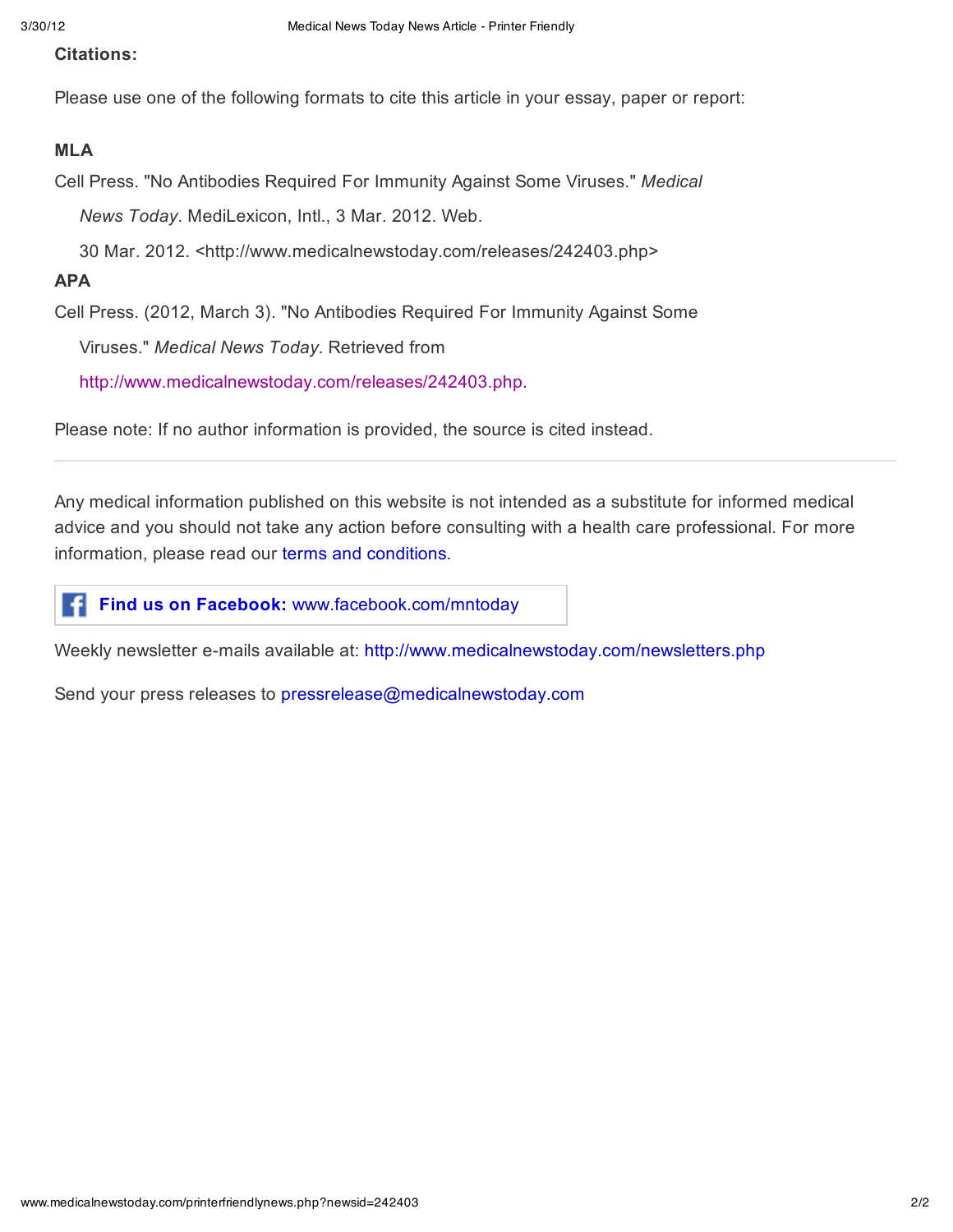**Citations:**

Please use one of the following formats to cite this article in your essay, paper or report:

**MLA**

Cell Press. "No Antibodies Required For Immunity Against Some Viruses." *Medical News Today*. MediLexicon, Intl., 3 Mar. 2012. Web. 30 Mar. 2012. <http://www.medicalnewstoday.com/releases/242403.php>

**APA**

Cell Press. (2012, March 3). "No Antibodies Required For Immunity Against Some Viruses." *Medical News Today*. Retrieved from http://www.medicalnewstoday.com/releases/242403.php.

Please note: If no author information is provided, the source is cited instead.

---

Any medical information published on this website is not intended as a substitute for informed medical advice and you should not take any action before consulting with a health care professional. For more information, please read our terms and conditions.

**Find us on Facebook:** www.facebook.com/mntoday

Weekly newsletter e-mails available at: http://www.medicalnewstoday.com/newsletters.php

Send your press releases to pressrelease@medicalnewstoday.com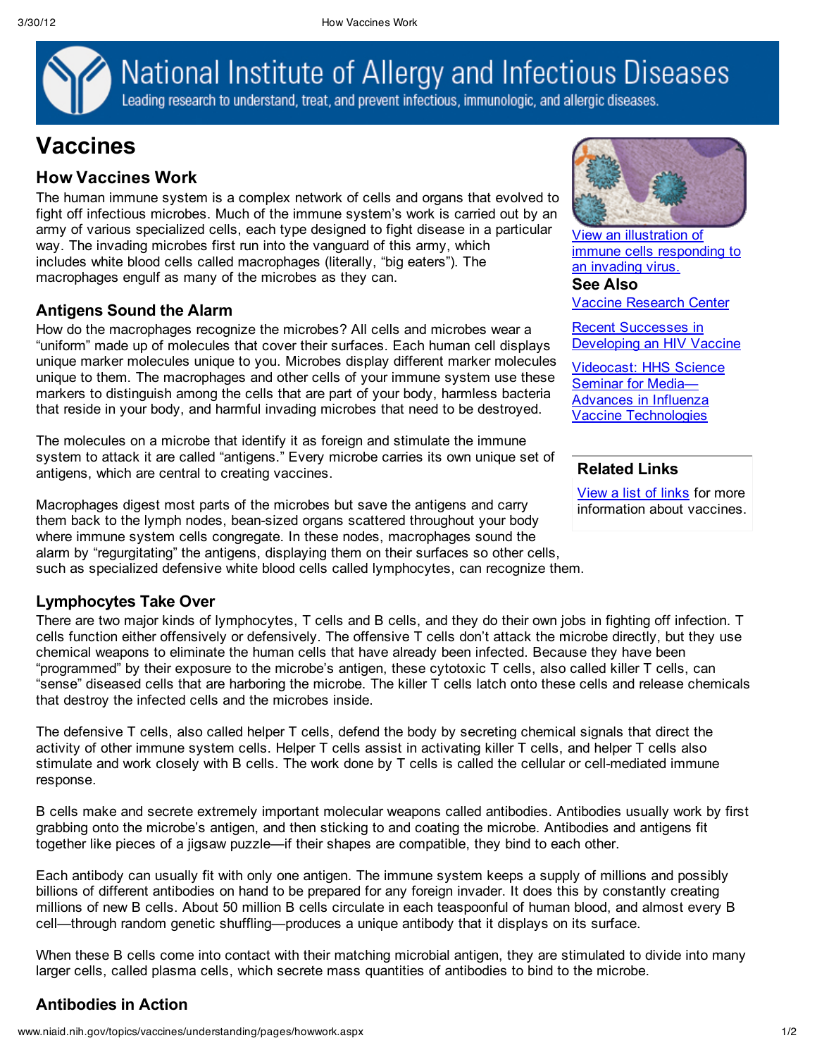# Vaccines

## How Vaccines Work

The human immune system is a complex network of cells and organs that evolved to fight off infectious microbes. Much of the immune system's work is carried out by an army of various specialized cells, each type designed to fight disease in a particular way. The invading microbes first run into the vanguard of this army, which includes white blood cells called macrophages (literally, "big eaters"). The macrophages engulf as many of the microbes as they can.

[View an illustration of immune cells responding to an invading virus.]

**See Also**

[Vaccine Research Center]

[Recent Successes in Developing an HIV Vaccine]

[Videocast: HHS Science Seminar for Media—Advances in Influenza Vaccine Technologies]

**Related Links**

[View a list of links] for more information about vaccines.

### Antigens Sound the Alarm

How do the macrophages recognize the microbes? All cells and microbes wear a "uniform" made up of molecules that cover their surfaces. Each human cell displays unique marker molecules unique to you. Microbes display different marker molecules unique to them. The macrophages and other cells of your immune system use these markers to distinguish among the cells that are part of your body, harmless bacteria that reside in your body, and harmful invading microbes that need to be destroyed.

The molecules on a microbe that identify it as foreign and stimulate the immune system to attack it are called "antigens." Every microbe carries its own unique set of antigens, which are central to creating vaccines.

Macrophages digest most parts of the microbes but save the antigens and carry them back to the lymph nodes, bean-sized organs scattered throughout your body where immune system cells congregate. In these nodes, macrophages sound the alarm by "regurgitating" the antigens, displaying them on their surfaces so other cells, such as specialized defensive white blood cells called lymphocytes, can recognize them.

### Lymphocytes Take Over

There are two major kinds of lymphocytes, T cells and B cells, and they do their own jobs in fighting off infection. T cells function either offensively or defensively. The offensive T cells don't attack the microbe directly, but they use chemical weapons to eliminate the human cells that have already been infected. Because they have been "programmed" by their exposure to the microbe's antigen, these cytotoxic T cells, also called killer T cells, can "sense" diseased cells that are harboring the microbe. The killer T cells latch onto these cells and release chemicals that destroy the infected cells and the microbes inside.

The defensive T cells, also called helper T cells, defend the body by secreting chemical signals that direct the activity of other immune system cells. Helper T cells assist in activating killer T cells, and helper T cells also stimulate and work closely with B cells. The work done by T cells is called the cellular or cell-mediated immune response.

B cells make and secrete extremely important molecular weapons called antibodies. Antibodies usually work by first grabbing onto the microbe's antigen, and then sticking to and coating the microbe. Antibodies and antigens fit together like pieces of a jigsaw puzzle—if their shapes are compatible, they bind to each other.

Each antibody can usually fit with only one antigen. The immune system keeps a supply of millions and possibly billions of different antibodies on hand to be prepared for any foreign invader. It does this by constantly creating millions of new B cells. About 50 million B cells circulate in each teaspoonful of human blood, and almost every B cell—through random genetic shuffling—produces a unique antibody that it displays on its surface.

When these B cells come into contact with their matching microbial antigen, they are stimulated to divide into many larger cells, called plasma cells, which secrete mass quantities of antibodies to bind to the microbe.

### Antibodies in Action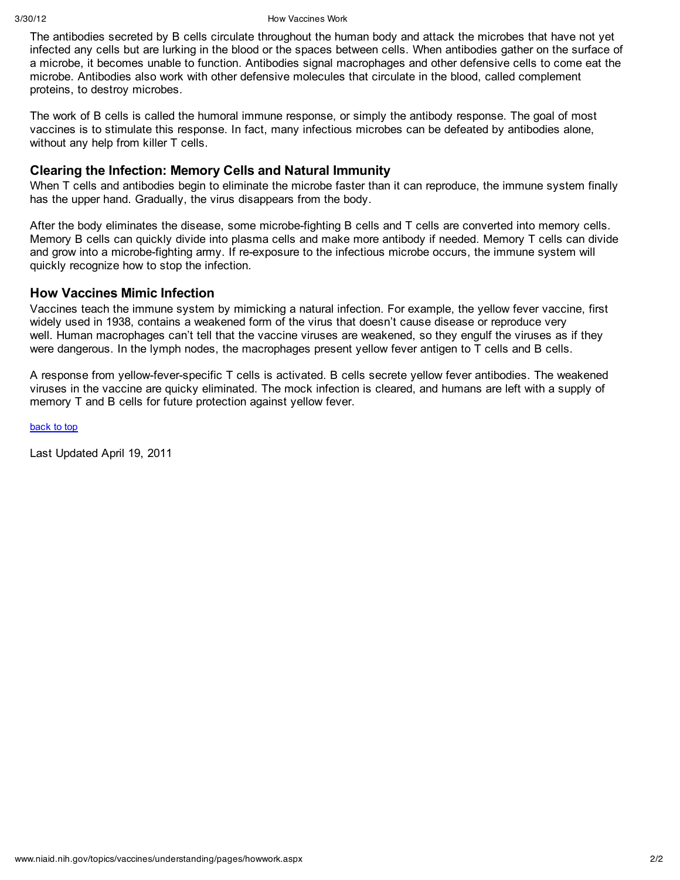The antibodies secreted by B cells circulate throughout the human body and attack the microbes that have not yet infected any cells but are lurking in the blood or the spaces between cells. When antibodies gather on the surface of a microbe, it becomes unable to function. Antibodies signal macrophages and other defensive cells to come eat the microbe. Antibodies also work with other defensive molecules that circulate in the blood, called complement proteins, to destroy microbes.

The work of B cells is called the humoral immune response, or simply the antibody response. The goal of most vaccines is to stimulate this response. In fact, many infectious microbes can be defeated by antibodies alone, without any help from killer T cells.

## Clearing the Infection: Memory Cells and Natural Immunity

When T cells and antibodies begin to eliminate the microbe faster than it can reproduce, the immune system finally has the upper hand. Gradually, the virus disappears from the body.

After the body eliminates the disease, some microbe-fighting B cells and T cells are converted into memory cells. Memory B cells can quickly divide into plasma cells and make more antibody if needed. Memory T cells can divide and grow into a microbe-fighting army. If re-exposure to the infectious microbe occurs, the immune system will quickly recognize how to stop the infection.

## How Vaccines Mimic Infection

Vaccines teach the immune system by mimicking a natural infection. For example, the yellow fever vaccine, first widely used in 1938, contains a weakened form of the virus that doesn't cause disease or reproduce very well. Human macrophages can't tell that the vaccine viruses are weakened, so they engulf the viruses as if they were dangerous. In the lymph nodes, the macrophages present yellow fever antigen to T cells and B cells.

A response from yellow-fever-specific T cells is activated. B cells secrete yellow fever antibodies. The weakened viruses in the vaccine are quicky eliminated. The mock infection is cleared, and humans are left with a supply of memory T and B cells for future protection against yellow fever.

back to top

Last Updated April 19, 2011